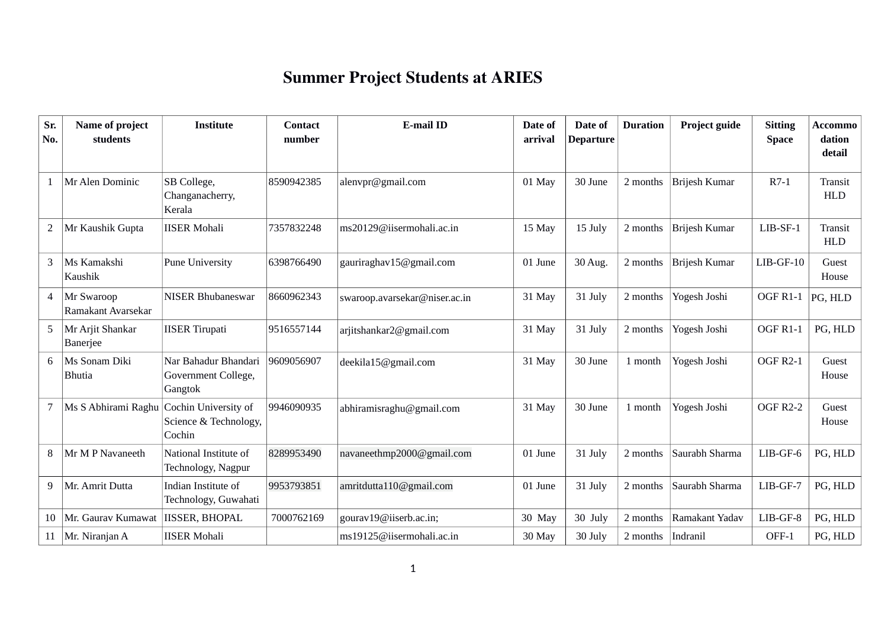# Summer Project Students at ARIES

| Sr. No. | Name of project students | Institute | Contact number | E-mail ID | Date of arrival | Date of Departure | Duration | Project guide | Sitting Space | Accommodation detail |
|---|---|---|---|---|---|---|---|---|---|---|
| 1 | Mr Alen Dominic | SB College, Changanacherry, Kerala | 8590942385 | alenvpr@gmail.com | 01 May | 30 June | 2 months | Brijesh Kumar | R7-1 | Transit HLD |
| 2 | Mr Kaushik Gupta | IISER Mohali | 7357832248 | ms20129@iisermohali.ac.in | 15 May | 15 July | 2 months | Brijesh Kumar | LIB-SF-1 | Transit HLD |
| 3 | Ms Kamakshi Kaushik | Pune University | 6398766490 | gauriraghav15@gmail.com | 01 June | 30 Aug. | 2 months | Brijesh Kumar | LIB-GF-10 | Guest House |
| 4 | Mr Swaroop Ramakant Avarsekar | NISER Bhubaneswar | 8660962343 | swaroop.avarsekar@niser.ac.in | 31 May | 31 July | 2 months | Yogesh Joshi | OGF R1-1 | PG, HLD |
| 5 | Mr Arjit Shankar Banerjee | IISER Tirupati | 9516557144 | arjitshankar2@gmail.com | 31 May | 31 July | 2 months | Yogesh Joshi | OGF R1-1 | PG, HLD |
| 6 | Ms Sonam Diki Bhutia | Nar Bahadur Bhandari Government College, Gangtok | 9609056907 | deekila15@gmail.com | 31 May | 30 June | 1 month | Yogesh Joshi | OGF R2-1 | Guest House |
| 7 | Ms S Abhirami Raghu | Cochin University of Science & Technology, Cochin | 9946090935 | abhiramisraghu@gmail.com | 31 May | 30 June | 1 month | Yogesh Joshi | OGF R2-2 | Guest House |
| 8 | Mr M P Navaneeth | National Institute of Technology, Nagpur | 8289953490 | navaneethmp2000@gmail.com | 01 June | 31 July | 2 months | Saurabh Sharma | LIB-GF-6 | PG, HLD |
| 9 | Mr. Amrit Dutta | Indian Institute of Technology, Guwahati | 9953793851 | amritdutta110@gmail.com | 01 June | 31 July | 2 months | Saurabh Sharma | LIB-GF-7 | PG, HLD |
| 10 | Mr. Gaurav Kumawat | IISSER, BHOPAL | 7000762169 | gourav19@iiserb.ac.in; | 30 May | 30 July | 2 months | Ramakant Yadav | LIB-GF-8 | PG, HLD |
| 11 | Mr. Niranjan A | IISER Mohali | | ms19125@iisermohali.ac.in | 30 May | 30 July | 2 months | Indranil | OFF-1 | PG, HLD |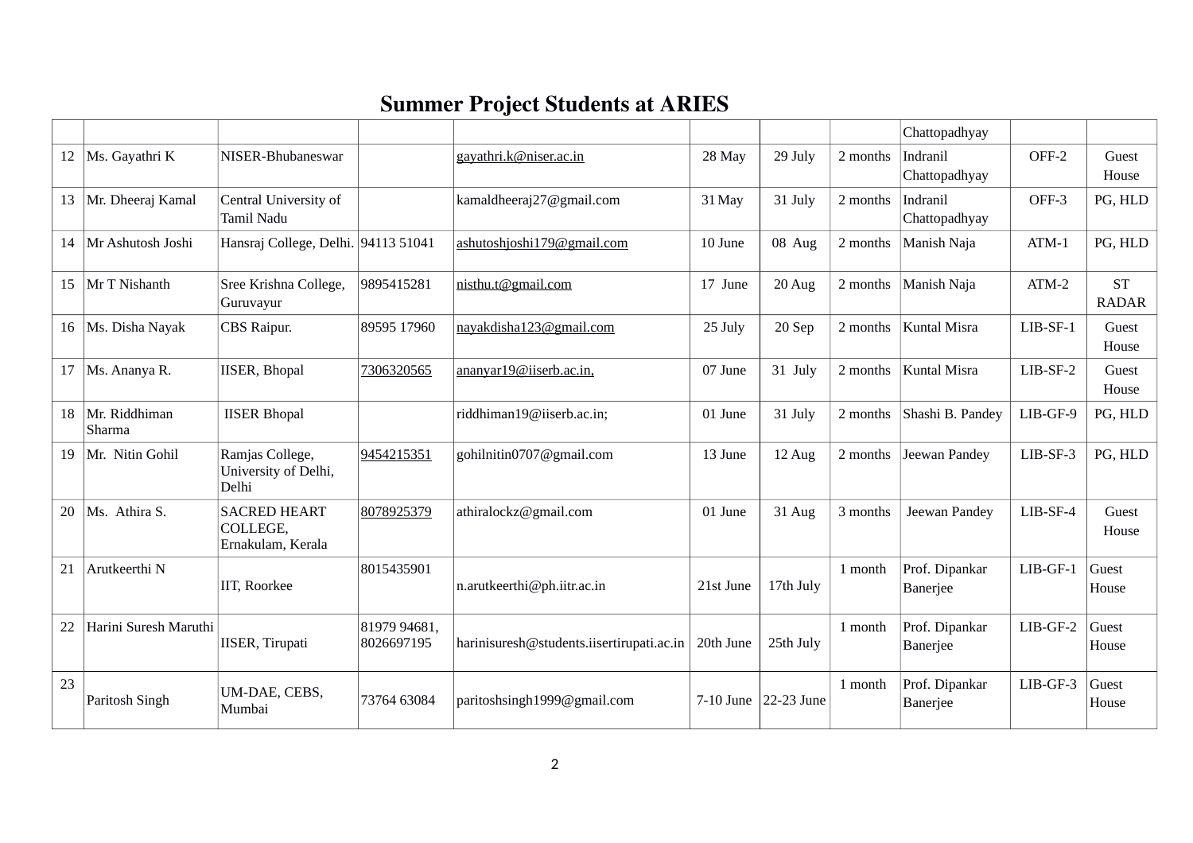# Summer Project Students at ARIES

| | | | | | | | | | | |
|---|---|---|---|---|---|---|---|---|---|---|
| | | | | | | | | Chattopadhyay | | |
| 12 | Ms. Gayathri K | NISER-Bhubaneswar | | gayathri.k@niser.ac.in | 28 May | 29 July | 2 months | Indranil Chattopadhyay | OFF-2 | Guest House |
| 13 | Mr. Dheeraj Kamal | Central University of Tamil Nadu | | kamaldheeraj27@gmail.com | 31 May | 31 July | 2 months | Indranil Chattopadhyay | OFF-3 | PG, HLD |
| 14 | Mr Ashutosh Joshi | Hansraj College, Delhi. | 94113 51041 | ashutoshjoshi179@gmail.com | 10 June | 08 Aug | 2 months | Manish Naja | ATM-1 | PG, HLD |
| 15 | Mr T Nishanth | Sree Krishna College, Guruvayur | 9895415281 | nisthu.t@gmail.com | 17 June | 20 Aug | 2 months | Manish Naja | ATM-2 | ST RADAR |
| 16 | Ms. Disha Nayak | CBS Raipur. | 89595 17960 | nayakdisha123@gmail.com | 25 July | 20 Sep | 2 months | Kuntal Misra | LIB-SF-1 | Guest House |
| 17 | Ms. Ananya R. | IISER, Bhopal | 7306320565 | ananyar19@iiserb.ac.in, | 07 June | 31 July | 2 months | Kuntal Misra | LIB-SF-2 | Guest House |
| 18 | Mr. Riddhiman Sharma | IISER Bhopal | | riddhiman19@iiserb.ac.in; | 01 June | 31 July | 2 months | Shashi B. Pandey | LIB-GF-9 | PG, HLD |
| 19 | Mr. Nitin Gohil | Ramjas College, University of Delhi, Delhi | 9454215351 | gohilnitin0707@gmail.com | 13 June | 12 Aug | 2 months | Jeewan Pandey | LIB-SF-3 | PG, HLD |
| 20 | Ms. Athira S. | SACRED HEART COLLEGE, Ernakulam, Kerala | 8078925379 | athiralockz@gmail.com | 01 June | 31 Aug | 3 months | Jeewan Pandey | LIB-SF-4 | Guest House |
| 21 | Arutkeerthi N | IIT, Roorkee | 8015435901 | n.arutkeerthi@ph.iitr.ac.in | 21st June | 17th July | 1 month | Prof. Dipankar Banerjee | LIB-GF-1 | Guest House |
| 22 | Harini Suresh Maruthi | IISER, Tirupati | 81979 94681, 8026697195 | harinisuresh@students.iisertirupati.ac.in | 20th June | 25th July | 1 month | Prof. Dipankar Banerjee | LIB-GF-2 | Guest House |
| 23 | Paritosh Singh | UM-DAE, CEBS, Mumbai | 73764 63084 | paritoshsingh1999@gmail.com | 7-10 June | 22-23 June | 1 month | Prof. Dipankar Banerjee | LIB-GF-3 | Guest House |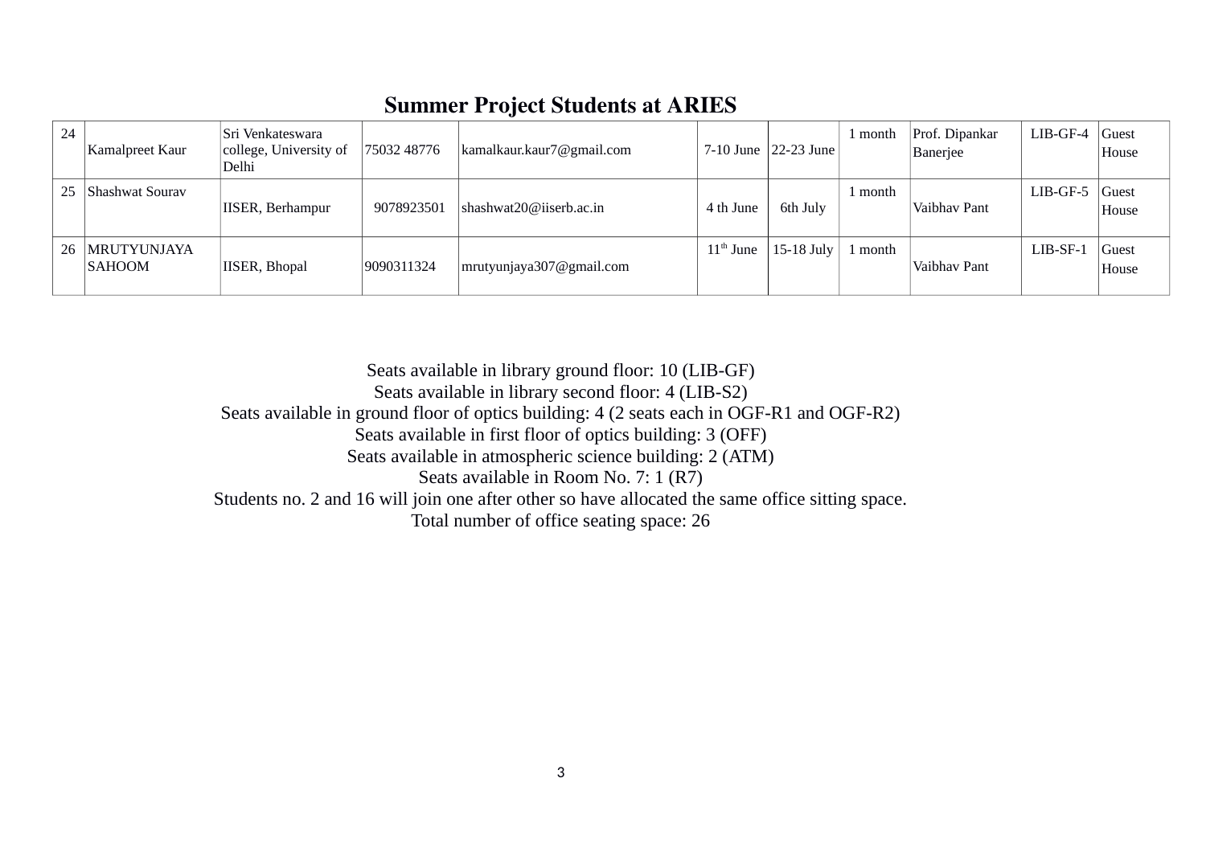## Summary Project Students at ARIES

| | | | | | | | | | | |
|---|---|---|---|---|---|---|---|---|---|---|
| 24 | Kamalpreet Kaur | Sri Venkateswara college, University of Delhi | 75032 48776 | kamalkaur.kaur7@gmail.com | 7-10 June | 22-23 June | 1 month | Prof. Dipankar Banerjee | LIB-GF-4 | Guest House |
| 25 | Shashwat Sourav | IISER, Berhampur | 9078923501 | shashwat20@iiserb.ac.in | 4 th June | 6th July | 1 month | Vaibhav Pant | LIB-GF-5 | Guest House |
| 26 | MRUTYUNJAYA SAHOOM | IISER, Bhopal | 9090311324 | mrutyunjaya307@gmail.com | 11th June | 15-18 July | 1 month | Vaibhav Pant | LIB-SF-1 | Guest House |

Seats available in library ground floor: 10 (LIB-GF)
Seats available in library second floor: 4 (LIB-S2)
Seats available in ground floor of optics building: 4 (2 seats each in OGF-R1 and OGF-R2)
Seats available in first floor of optics building: 3 (OFF)
Seats available in atmospheric science building: 2 (ATM)
Seats available in Room No. 7: 1 (R7)
Students no. 2 and 16 will join one after other so have allocated the same office sitting space.
Total number of office seating space: 26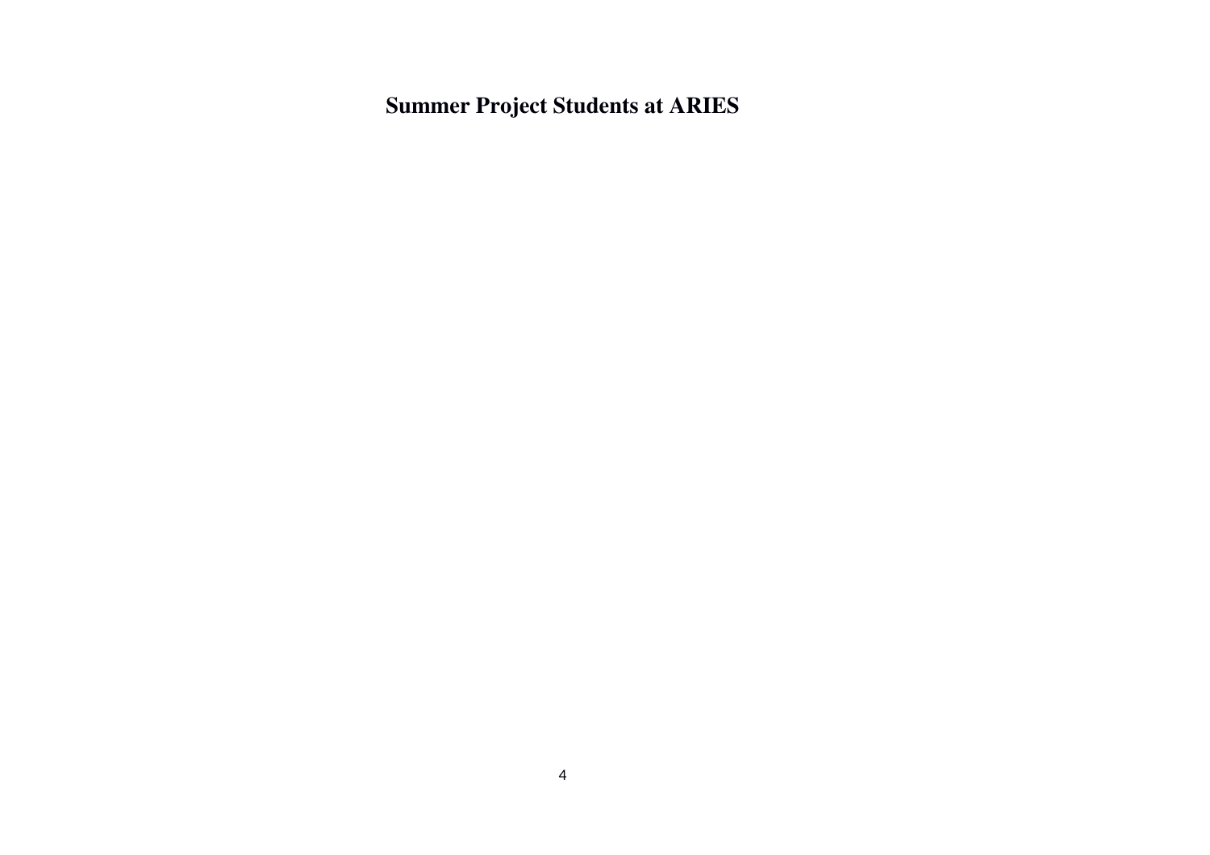# Summer Project Students at ARIES